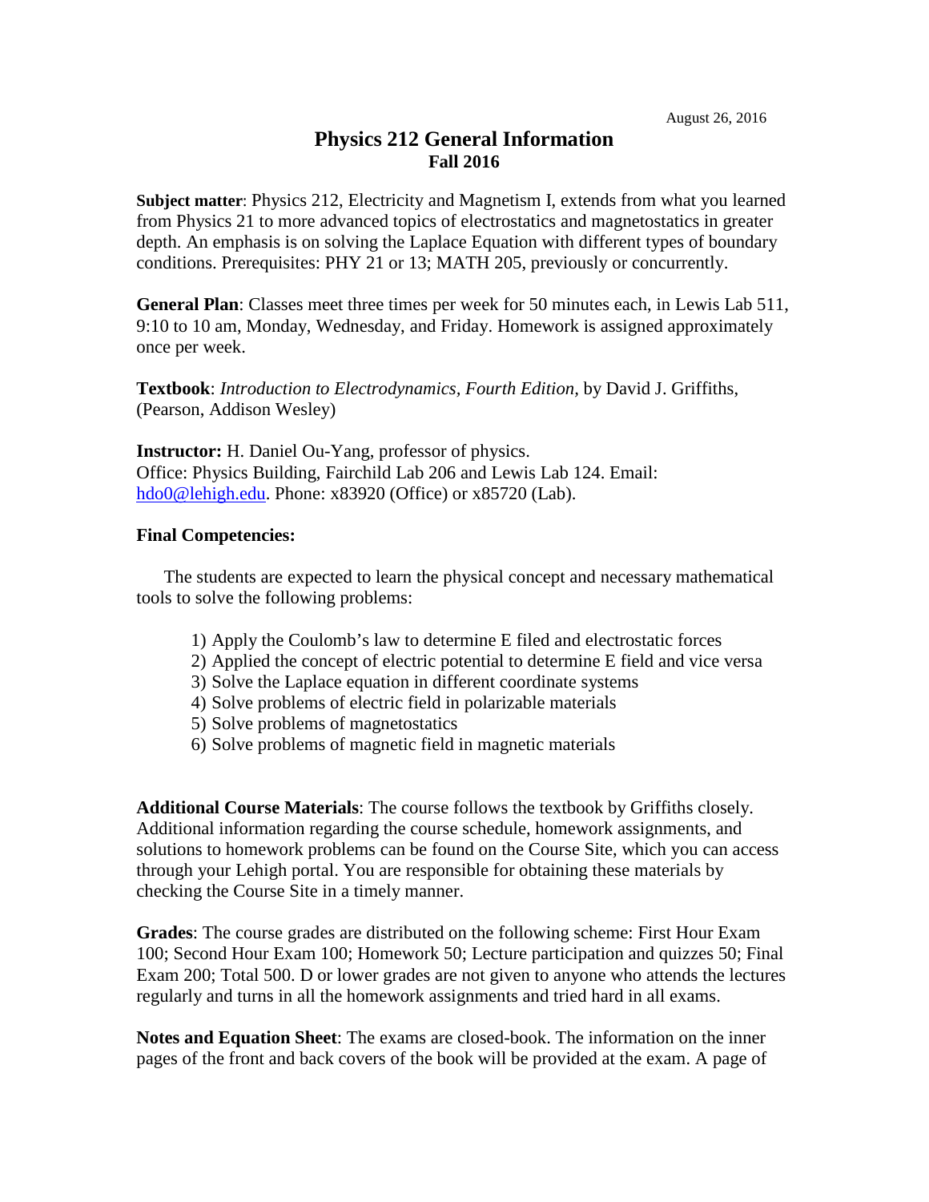August 26, 2016

# Physics 212 General Information
## Fall 2016

**Subject matter**: Physics 212, Electricity and Magnetism I, extends from what you learned from Physics 21 to more advanced topics of electrostatics and magnetostatics in greater depth. An emphasis is on solving the Laplace Equation with different types of boundary conditions. Prerequisites: PHY 21 or 13; MATH 205, previously or concurrently.

**General Plan**: Classes meet three times per week for 50 minutes each, in Lewis Lab 511, 9:10 to 10 am, Monday, Wednesday, and Friday. Homework is assigned approximately once per week.

**Textbook**: *Introduction to Electrodynamics, Fourth Edition,* by David J. Griffiths, (Pearson, Addison Wesley)

**Instructor:** H. Daniel Ou-Yang, professor of physics.
Office: Physics Building, Fairchild Lab 206 and Lewis Lab 124. Email: [hdo0@lehigh.edu](mailto:hdo0@lehigh.edu). Phone: x83920 (Office) or x85720 (Lab).

**Final Competencies:**

The students are expected to learn the physical concept and necessary mathematical tools to solve the following problems:

1) Apply the Coulomb's law to determine E filed and electrostatic forces
2) Applied the concept of electric potential to determine E field and vice versa
3) Solve the Laplace equation in different coordinate systems
4) Solve problems of electric field in polarizable materials
5) Solve problems of magnetostatics
6) Solve problems of magnetic field in magnetic materials

**Additional Course Materials**: The course follows the textbook by Griffiths closely. Additional information regarding the course schedule, homework assignments, and solutions to homework problems can be found on the Course Site, which you can access through your Lehigh portal. You are responsible for obtaining these materials by checking the Course Site in a timely manner.

**Grades**: The course grades are distributed on the following scheme: First Hour Exam 100; Second Hour Exam 100; Homework 50; Lecture participation and quizzes 50; Final Exam 200; Total 500. D or lower grades are not given to anyone who attends the lectures regularly and turns in all the homework assignments and tried hard in all exams.

**Notes and Equation Sheet**: The exams are closed-book. The information on the inner pages of the front and back covers of the book will be provided at the exam. A page of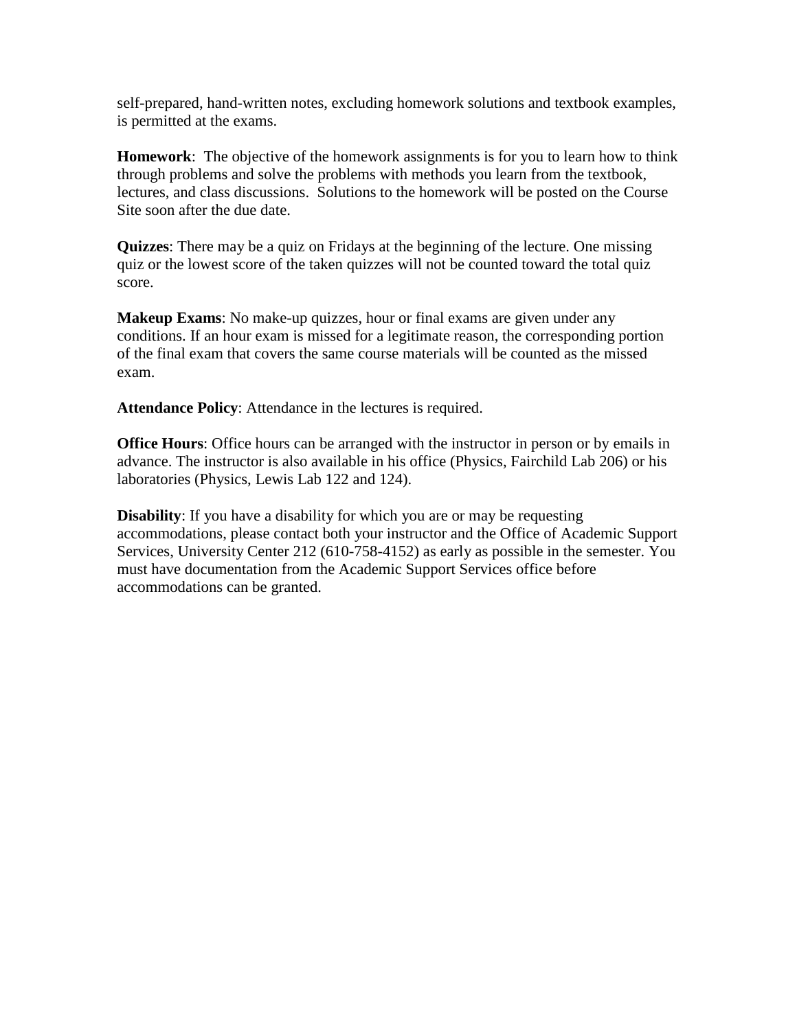self-prepared, hand-written notes, excluding homework solutions and textbook examples, is permitted at the exams.

**Homework**: The objective of the homework assignments is for you to learn how to think through problems and solve the problems with methods you learn from the textbook, lectures, and class discussions. Solutions to the homework will be posted on the Course Site soon after the due date.

**Quizzes**: There may be a quiz on Fridays at the beginning of the lecture. One missing quiz or the lowest score of the taken quizzes will not be counted toward the total quiz score.

**Makeup Exams**: No make-up quizzes, hour or final exams are given under any conditions. If an hour exam is missed for a legitimate reason, the corresponding portion of the final exam that covers the same course materials will be counted as the missed exam.

**Attendance Policy**: Attendance in the lectures is required.

**Office Hours**: Office hours can be arranged with the instructor in person or by emails in advance. The instructor is also available in his office (Physics, Fairchild Lab 206) or his laboratories (Physics, Lewis Lab 122 and 124).

**Disability**: If you have a disability for which you are or may be requesting accommodations, please contact both your instructor and the Office of Academic Support Services, University Center 212 (610-758-4152) as early as possible in the semester. You must have documentation from the Academic Support Services office before accommodations can be granted.